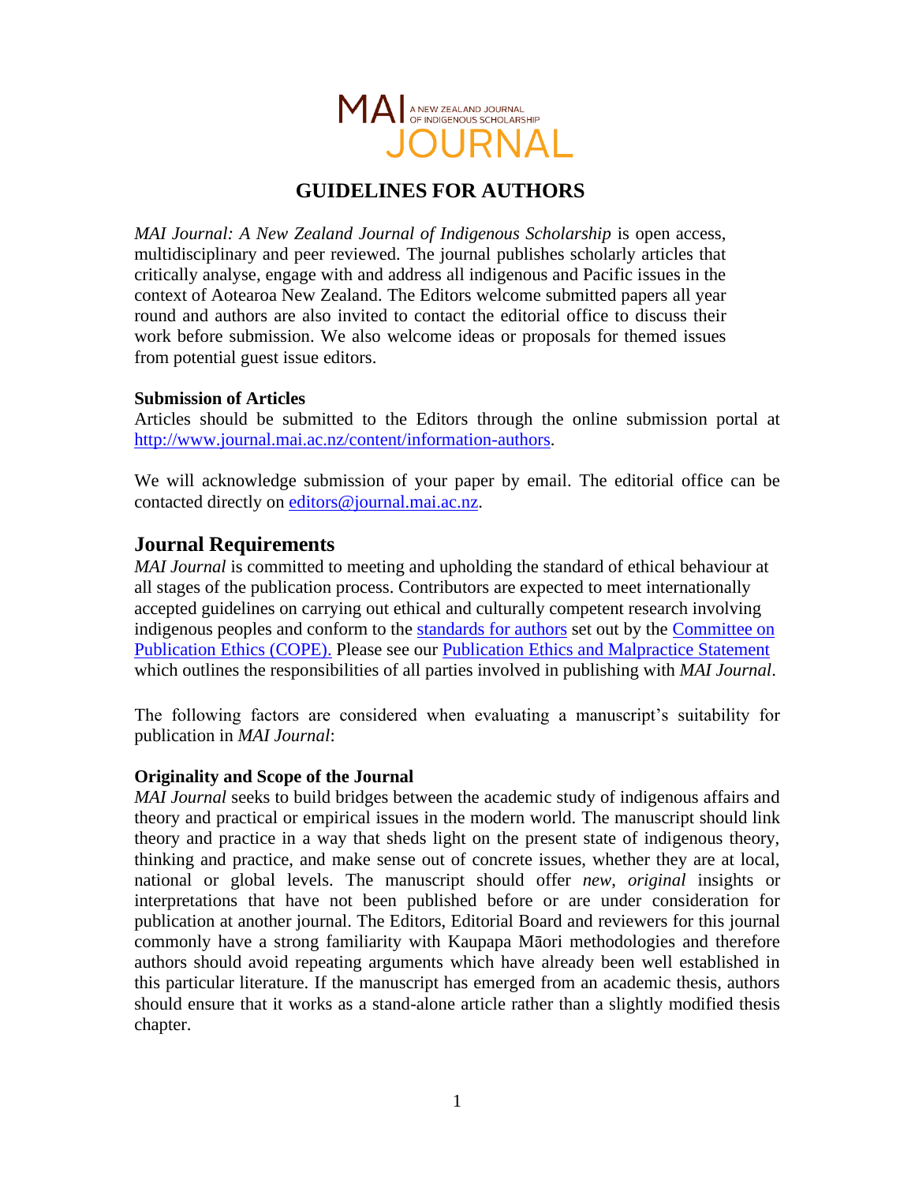MAI JOURNAL
A NEW ZEALAND JOURNAL OF INDIGENOUS SCHOLARSHIP

# GUIDELINES FOR AUTHORS

*MAI Journal: A New Zealand Journal of Indigenous Scholarship* is open access, multidisciplinary and peer reviewed. The journal publishes scholarly articles that critically analyse, engage with and address all indigenous and Pacific issues in the context of Aotearoa New Zealand. The Editors welcome submitted papers all year round and authors are also invited to contact the editorial office to discuss their work before submission. We also welcome ideas or proposals for themed issues from potential guest issue editors.

**Submission of Articles**

Articles should be submitted to the Editors through the online submission portal at http://www.journal.mai.ac.nz/content/information-authors.

We will acknowledge submission of your paper by email. The editorial office can be contacted directly on editors@journal.mai.ac.nz.

## Journal Requirements

*MAI Journal* is committed to meeting and upholding the standard of ethical behaviour at all stages of the publication process. Contributors are expected to meet internationally accepted guidelines on carrying out ethical and culturally competent research involving indigenous peoples and conform to the standards for authors set out by the Committee on Publication Ethics (COPE). Please see our Publication Ethics and Malpractice Statement which outlines the responsibilities of all parties involved in publishing with *MAI Journal*.

The following factors are considered when evaluating a manuscript's suitability for publication in *MAI Journal*:

**Originality and Scope of the Journal**

*MAI Journal* seeks to build bridges between the academic study of indigenous affairs and theory and practical or empirical issues in the modern world. The manuscript should link theory and practice in a way that sheds light on the present state of indigenous theory, thinking and practice, and make sense out of concrete issues, whether they are at local, national or global levels. The manuscript should offer *new*, *original* insights or interpretations that have not been published before or are under consideration for publication at another journal. The Editors, Editorial Board and reviewers for this journal commonly have a strong familiarity with Kaupapa Māori methodologies and therefore authors should avoid repeating arguments which have already been well established in this particular literature. If the manuscript has emerged from an academic thesis, authors should ensure that it works as a stand-alone article rather than a slightly modified thesis chapter.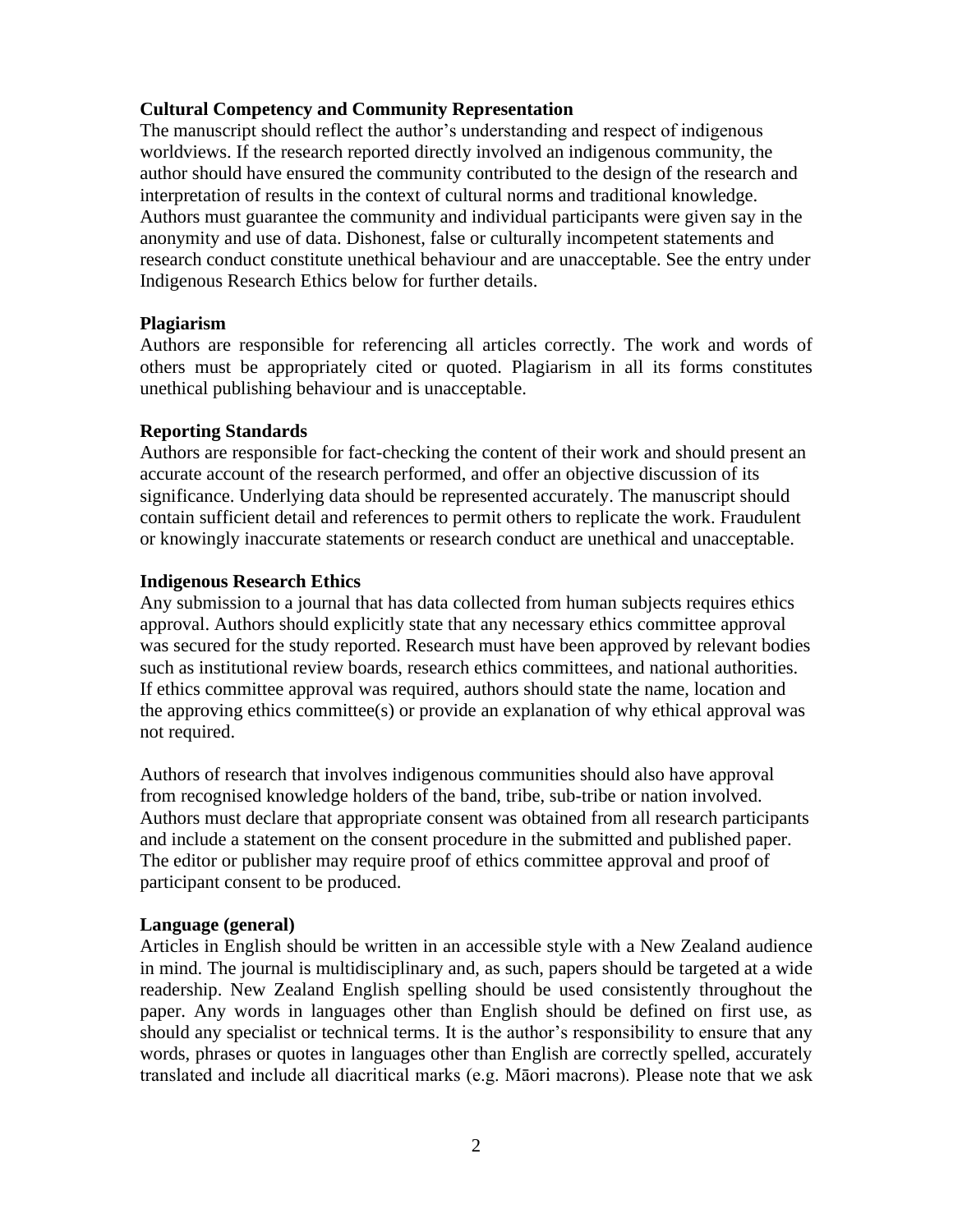**Cultural Competency and Community Representation**

The manuscript should reflect the author's understanding and respect of indigenous worldviews. If the research reported directly involved an indigenous community, the author should have ensured the community contributed to the design of the research and interpretation of results in the context of cultural norms and traditional knowledge. Authors must guarantee the community and individual participants were given say in the anonymity and use of data. Dishonest, false or culturally incompetent statements and research conduct constitute unethical behaviour and are unacceptable. See the entry under Indigenous Research Ethics below for further details.

**Plagiarism**

Authors are responsible for referencing all articles correctly. The work and words of others must be appropriately cited or quoted. Plagiarism in all its forms constitutes unethical publishing behaviour and is unacceptable.

**Reporting Standards**

Authors are responsible for fact-checking the content of their work and should present an accurate account of the research performed, and offer an objective discussion of its significance. Underlying data should be represented accurately. The manuscript should contain sufficient detail and references to permit others to replicate the work. Fraudulent or knowingly inaccurate statements or research conduct are unethical and unacceptable.

**Indigenous Research Ethics**

Any submission to a journal that has data collected from human subjects requires ethics approval. Authors should explicitly state that any necessary ethics committee approval was secured for the study reported. Research must have been approved by relevant bodies such as institutional review boards, research ethics committees, and national authorities. If ethics committee approval was required, authors should state the name, location and the approving ethics committee(s) or provide an explanation of why ethical approval was not required.

Authors of research that involves indigenous communities should also have approval from recognised knowledge holders of the band, tribe, sub-tribe or nation involved. Authors must declare that appropriate consent was obtained from all research participants and include a statement on the consent procedure in the submitted and published paper. The editor or publisher may require proof of ethics committee approval and proof of participant consent to be produced.

**Language (general)**

Articles in English should be written in an accessible style with a New Zealand audience in mind. The journal is multidisciplinary and, as such, papers should be targeted at a wide readership. New Zealand English spelling should be used consistently throughout the paper. Any words in languages other than English should be defined on first use, as should any specialist or technical terms. It is the author's responsibility to ensure that any words, phrases or quotes in languages other than English are correctly spelled, accurately translated and include all diacritical marks (e.g. Māori macrons). Please note that we ask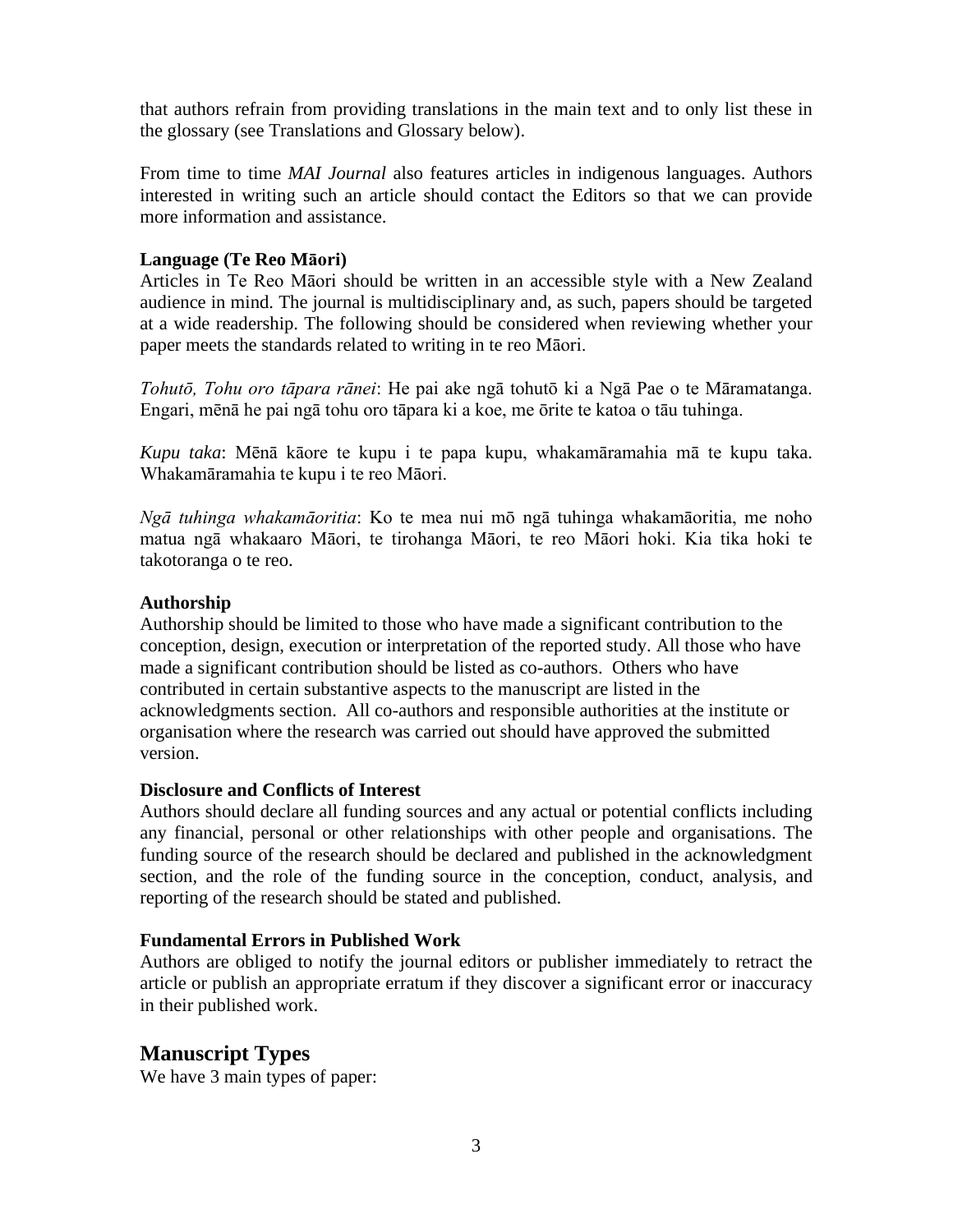that authors refrain from providing translations in the main text and to only list these in the glossary (see Translations and Glossary below).

From time to time *MAI Journal* also features articles in indigenous languages. Authors interested in writing such an article should contact the Editors so that we can provide more information and assistance.

**Language (Te Reo Māori)**

Articles in Te Reo Māori should be written in an accessible style with a New Zealand audience in mind. The journal is multidisciplinary and, as such, papers should be targeted at a wide readership. The following should be considered when reviewing whether your paper meets the standards related to writing in te reo Māori.

*Tohutō, Tohu oro tāpara rānei*: He pai ake ngā tohutō ki a Ngā Pae o te Māramatanga. Engari, mēnā he pai ngā tohu oro tāpara ki a koe, me ōrite te katoa o tāu tuhinga.

*Kupu taka*: Mēnā kāore te kupu i te papa kupu, whakamāramahia mā te kupu taka. Whakamāramahia te kupu i te reo Māori.

*Ngā tuhinga whakamāoritia*: Ko te mea nui mō ngā tuhinga whakamāoritia, me noho matua ngā whakaaro Māori, te tirohanga Māori, te reo Māori hoki. Kia tika hoki te takotoranga o te reo.

**Authorship**

Authorship should be limited to those who have made a significant contribution to the conception, design, execution or interpretation of the reported study. All those who have made a significant contribution should be listed as co-authors. Others who have contributed in certain substantive aspects to the manuscript are listed in the acknowledgments section. All co-authors and responsible authorities at the institute or organisation where the research was carried out should have approved the submitted version.

**Disclosure and Conflicts of Interest**

Authors should declare all funding sources and any actual or potential conflicts including any financial, personal or other relationships with other people and organisations. The funding source of the research should be declared and published in the acknowledgment section, and the role of the funding source in the conception, conduct, analysis, and reporting of the research should be stated and published.

**Fundamental Errors in Published Work**

Authors are obliged to notify the journal editors or publisher immediately to retract the article or publish an appropriate erratum if they discover a significant error or inaccuracy in their published work.

## Manuscript Types

We have 3 main types of paper: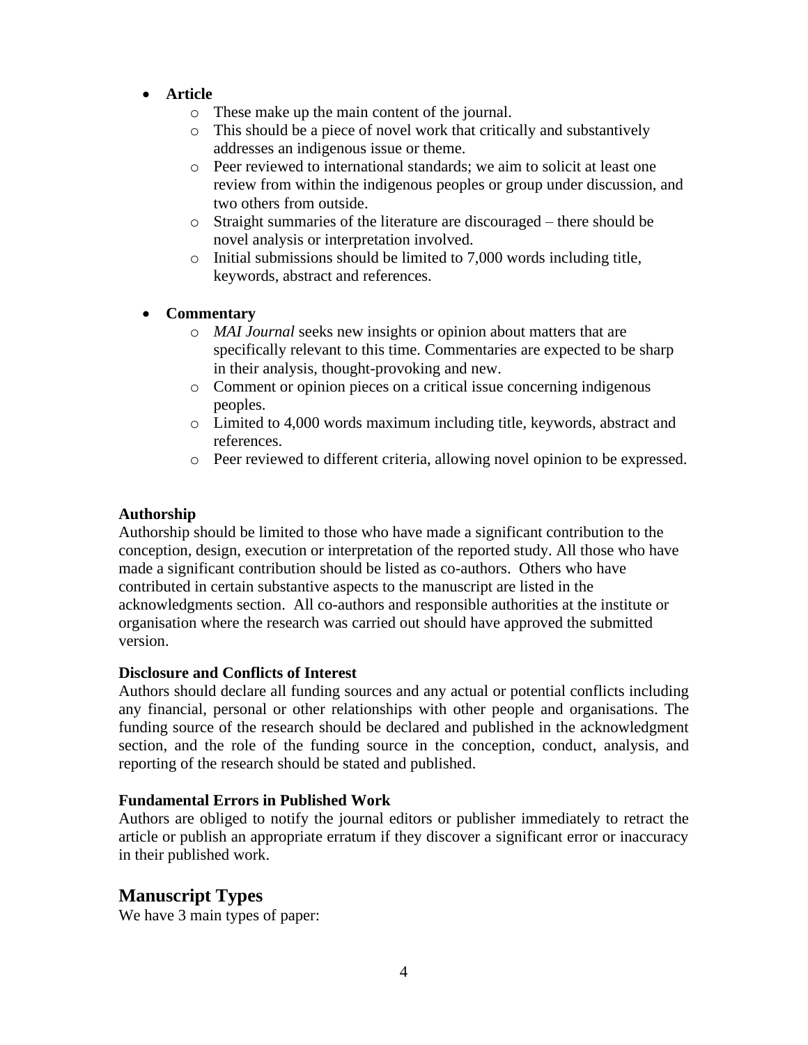- **Article**
  - These make up the main content of the journal.
  - This should be a piece of novel work that critically and substantively addresses an indigenous issue or theme.
  - Peer reviewed to international standards; we aim to solicit at least one review from within the indigenous peoples or group under discussion, and two others from outside.
  - Straight summaries of the literature are discouraged – there should be novel analysis or interpretation involved.
  - Initial submissions should be limited to 7,000 words including title, keywords, abstract and references.

- **Commentary**
  - *MAI Journal* seeks new insights or opinion about matters that are specifically relevant to this time. Commentaries are expected to be sharp in their analysis, thought-provoking and new.
  - Comment or opinion pieces on a critical issue concerning indigenous peoples.
  - Limited to 4,000 words maximum including title, keywords, abstract and references.
  - Peer reviewed to different criteria, allowing novel opinion to be expressed.

**Authorship**

Authorship should be limited to those who have made a significant contribution to the conception, design, execution or interpretation of the reported study. All those who have made a significant contribution should be listed as co-authors. Others who have contributed in certain substantive aspects to the manuscript are listed in the acknowledgments section. All co-authors and responsible authorities at the institute or organisation where the research was carried out should have approved the submitted version.

**Disclosure and Conflicts of Interest**

Authors should declare all funding sources and any actual or potential conflicts including any financial, personal or other relationships with other people and organisations. The funding source of the research should be declared and published in the acknowledgment section, and the role of the funding source in the conception, conduct, analysis, and reporting of the research should be stated and published.

**Fundamental Errors in Published Work**

Authors are obliged to notify the journal editors or publisher immediately to retract the article or publish an appropriate erratum if they discover a significant error or inaccuracy in their published work.

## Manuscript Types

We have 3 main types of paper: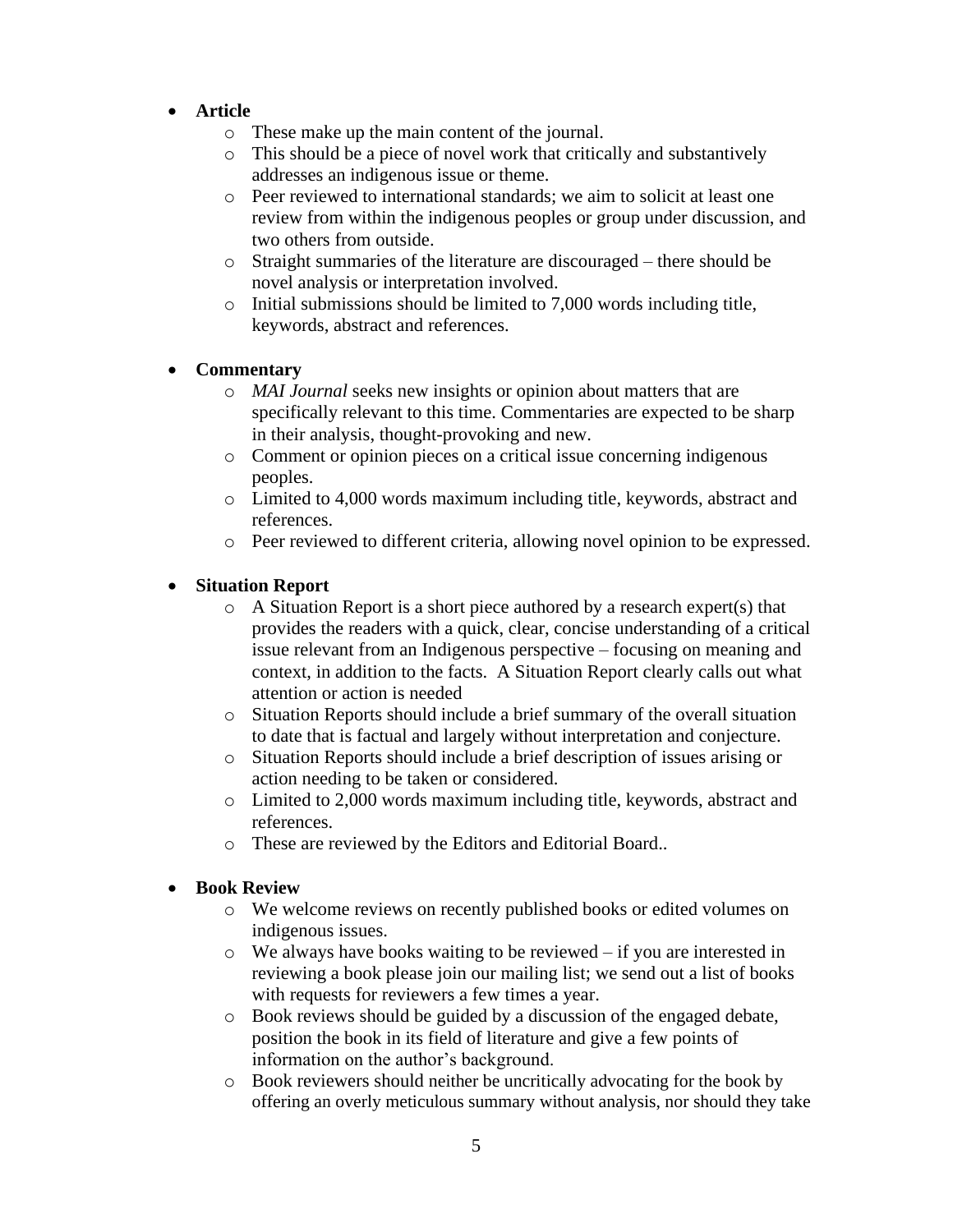- **Article**
  - These make up the main content of the journal.
  - This should be a piece of novel work that critically and substantively addresses an indigenous issue or theme.
  - Peer reviewed to international standards; we aim to solicit at least one review from within the indigenous peoples or group under discussion, and two others from outside.
  - Straight summaries of the literature are discouraged – there should be novel analysis or interpretation involved.
  - Initial submissions should be limited to 7,000 words including title, keywords, abstract and references.

- **Commentary**
  - *MAI Journal* seeks new insights or opinion about matters that are specifically relevant to this time. Commentaries are expected to be sharp in their analysis, thought-provoking and new.
  - Comment or opinion pieces on a critical issue concerning indigenous peoples.
  - Limited to 4,000 words maximum including title, keywords, abstract and references.
  - Peer reviewed to different criteria, allowing novel opinion to be expressed.

- **Situation Report**
  - A Situation Report is a short piece authored by a research expert(s) that provides the readers with a quick, clear, concise understanding of a critical issue relevant from an Indigenous perspective – focusing on meaning and context, in addition to the facts. A Situation Report clearly calls out what attention or action is needed
  - Situation Reports should include a brief summary of the overall situation to date that is factual and largely without interpretation and conjecture.
  - Situation Reports should include a brief description of issues arising or action needing to be taken or considered.
  - Limited to 2,000 words maximum including title, keywords, abstract and references.
  - These are reviewed by the Editors and Editorial Board..

- **Book Review**
  - We welcome reviews on recently published books or edited volumes on indigenous issues.
  - We always have books waiting to be reviewed – if you are interested in reviewing a book please join our mailing list; we send out a list of books with requests for reviewers a few times a year.
  - Book reviews should be guided by a discussion of the engaged debate, position the book in its field of literature and give a few points of information on the author's background.
  - Book reviewers should neither be uncritically advocating for the book by offering an overly meticulous summary without analysis, nor should they take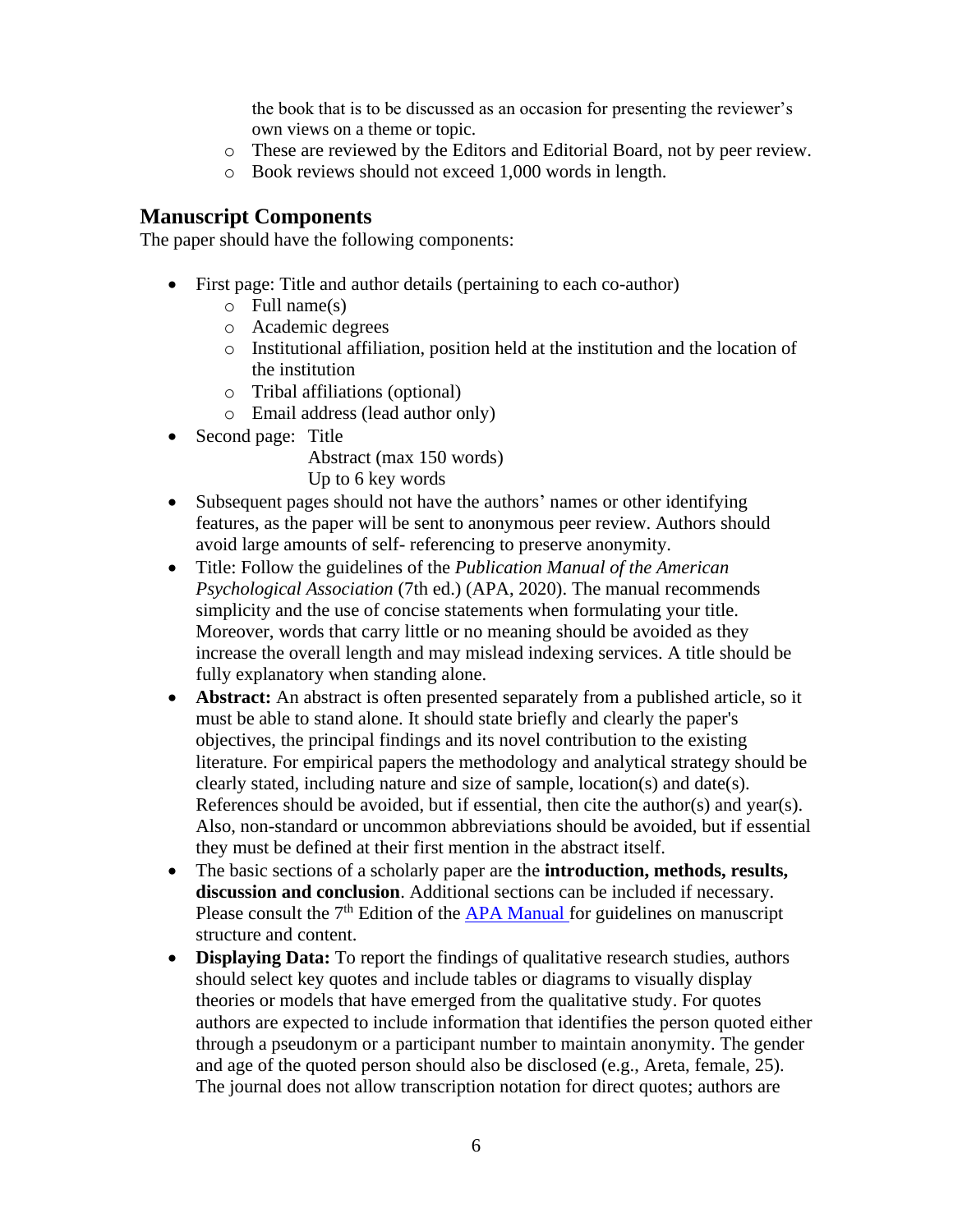the book that is to be discussed as an occasion for presenting the reviewer's own views on a theme or topic.
    - These are reviewed by the Editors and Editorial Board, not by peer review.
    - Book reviews should not exceed 1,000 words in length.

## Manuscript Components

The paper should have the following components:

- First page: Title and author details (pertaining to each co-author)
    - Full name(s)
    - Academic degrees
    - Institutional affiliation, position held at the institution and the location of the institution
    - Tribal affiliations (optional)
    - Email address (lead author only)
- Second page: Title
  Abstract (max 150 words)
  Up to 6 key words
- Subsequent pages should not have the authors' names or other identifying features, as the paper will be sent to anonymous peer review. Authors should avoid large amounts of self- referencing to preserve anonymity.
- Title: Follow the guidelines of the *Publication Manual of the American Psychological Association* (7th ed.) (APA, 2020). The manual recommends simplicity and the use of concise statements when formulating your title. Moreover, words that carry little or no meaning should be avoided as they increase the overall length and may mislead indexing services. A title should be fully explanatory when standing alone.
- **Abstract:** An abstract is often presented separately from a published article, so it must be able to stand alone. It should state briefly and clearly the paper's objectives, the principal findings and its novel contribution to the existing literature. For empirical papers the methodology and analytical strategy should be clearly stated, including nature and size of sample, location(s) and date(s). References should be avoided, but if essential, then cite the author(s) and year(s). Also, non-standard or uncommon abbreviations should be avoided, but if essential they must be defined at their first mention in the abstract itself.
- The basic sections of a scholarly paper are the **introduction, methods, results, discussion and conclusion**. Additional sections can be included if necessary. Please consult the 7th Edition of the APA Manual for guidelines on manuscript structure and content.
- **Displaying Data:** To report the findings of qualitative research studies, authors should select key quotes and include tables or diagrams to visually display theories or models that have emerged from the qualitative study. For quotes authors are expected to include information that identifies the person quoted either through a pseudonym or a participant number to maintain anonymity. The gender and age of the quoted person should also be disclosed (e.g., Areta, female, 25). The journal does not allow transcription notation for direct quotes; authors are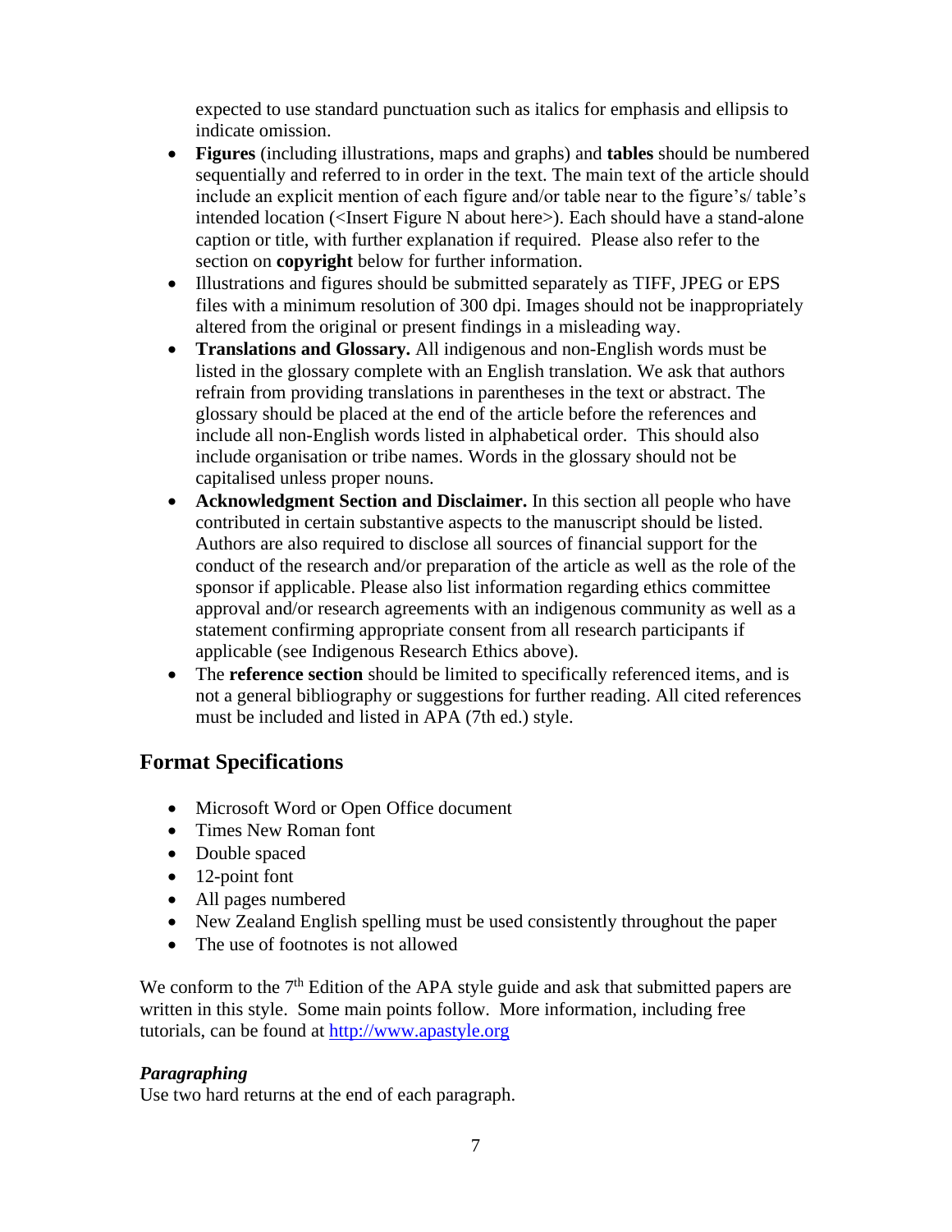expected to use standard punctuation such as italics for emphasis and ellipsis to indicate omission.

- **Figures** (including illustrations, maps and graphs) and **tables** should be numbered sequentially and referred to in order in the text. The main text of the article should include an explicit mention of each figure and/or table near to the figure's/ table's intended location (<Insert Figure N about here>). Each should have a stand-alone caption or title, with further explanation if required. Please also refer to the section on **copyright** below for further information.
- Illustrations and figures should be submitted separately as TIFF, JPEG or EPS files with a minimum resolution of 300 dpi. Images should not be inappropriately altered from the original or present findings in a misleading way.
- **Translations and Glossary.** All indigenous and non-English words must be listed in the glossary complete with an English translation. We ask that authors refrain from providing translations in parentheses in the text or abstract. The glossary should be placed at the end of the article before the references and include all non-English words listed in alphabetical order. This should also include organisation or tribe names. Words in the glossary should not be capitalised unless proper nouns.
- **Acknowledgment Section and Disclaimer.** In this section all people who have contributed in certain substantive aspects to the manuscript should be listed. Authors are also required to disclose all sources of financial support for the conduct of the research and/or preparation of the article as well as the role of the sponsor if applicable. Please also list information regarding ethics committee approval and/or research agreements with an indigenous community as well as a statement confirming appropriate consent from all research participants if applicable (see Indigenous Research Ethics above).
- The **reference section** should be limited to specifically referenced items, and is not a general bibliography or suggestions for further reading. All cited references must be included and listed in APA (7th ed.) style.

## Format Specifications

- Microsoft Word or Open Office document
- Times New Roman font
- Double spaced
- 12-point font
- All pages numbered
- New Zealand English spelling must be used consistently throughout the paper
- The use of footnotes is not allowed

We conform to the 7th Edition of the APA style guide and ask that submitted papers are written in this style. Some main points follow. More information, including free tutorials, can be found at [http://www.apastyle.org](http://www.apastyle.org)

### *Paragraphing*

Use two hard returns at the end of each paragraph.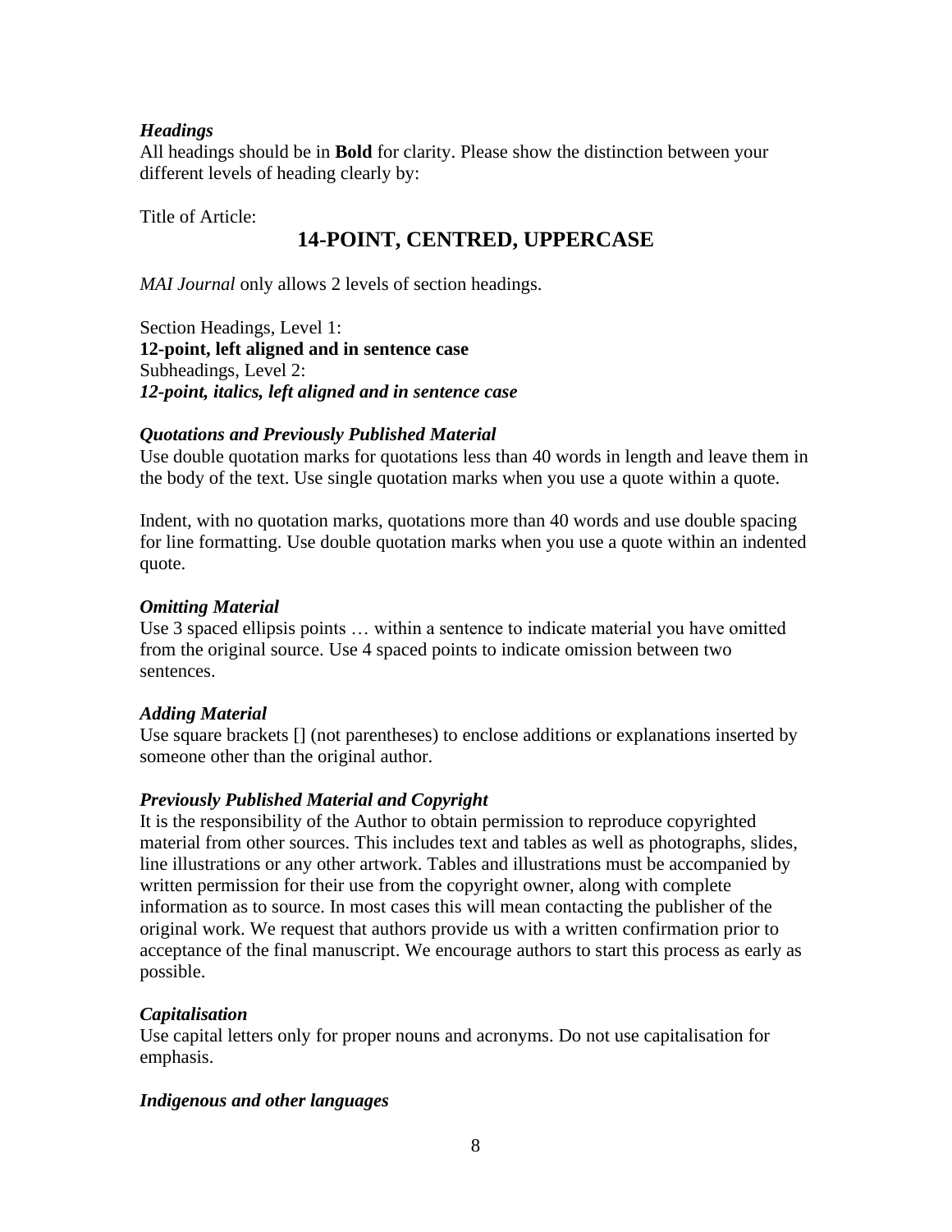***Headings***

All headings should be in **Bold** for clarity. Please show the distinction between your different levels of heading clearly by:

Title of Article:

**14-POINT, CENTRED, UPPERCASE**

*MAI Journal* only allows 2 levels of section headings.

Section Headings, Level 1:
**12-point, left aligned and in sentence case**
Subheadings, Level 2:
***12-point, italics, left aligned and in sentence case***

***Quotations and Previously Published Material***

Use double quotation marks for quotations less than 40 words in length and leave them in the body of the text. Use single quotation marks when you use a quote within a quote.

Indent, with no quotation marks, quotations more than 40 words and use double spacing for line formatting. Use double quotation marks when you use a quote within an indented quote.

***Omitting Material***

Use 3 spaced ellipsis points … within a sentence to indicate material you have omitted from the original source. Use 4 spaced points to indicate omission between two sentences.

***Adding Material***

Use square brackets [] (not parentheses) to enclose additions or explanations inserted by someone other than the original author.

***Previously Published Material and Copyright***

It is the responsibility of the Author to obtain permission to reproduce copyrighted material from other sources. This includes text and tables as well as photographs, slides, line illustrations or any other artwork. Tables and illustrations must be accompanied by written permission for their use from the copyright owner, along with complete information as to source. In most cases this will mean contacting the publisher of the original work. We request that authors provide us with a written confirmation prior to acceptance of the final manuscript. We encourage authors to start this process as early as possible.

***Capitalisation***

Use capital letters only for proper nouns and acronyms. Do not use capitalisation for emphasis.

***Indigenous and other languages***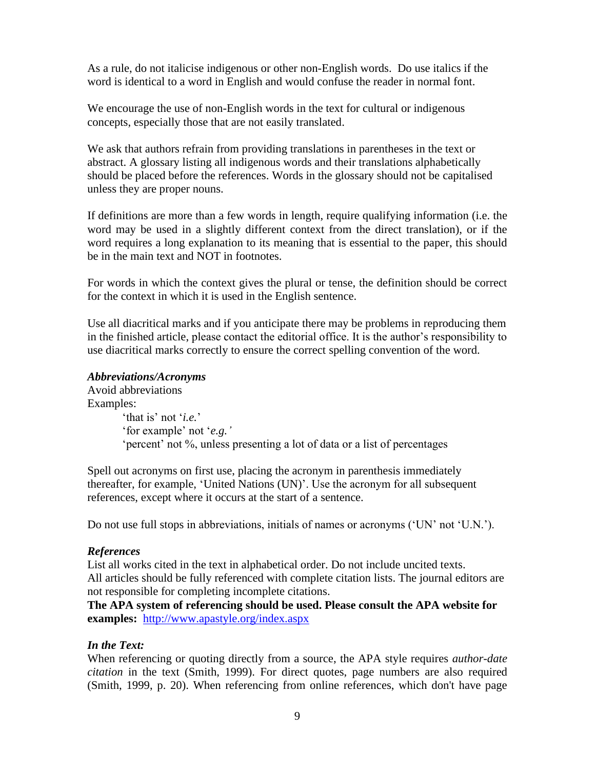As a rule, do not italicise indigenous or other non-English words. Do use italics if the word is identical to a word in English and would confuse the reader in normal font.

We encourage the use of non-English words in the text for cultural or indigenous concepts, especially those that are not easily translated.

We ask that authors refrain from providing translations in parentheses in the text or abstract. A glossary listing all indigenous words and their translations alphabetically should be placed before the references. Words in the glossary should not be capitalised unless they are proper nouns.

If definitions are more than a few words in length, require qualifying information (i.e. the word may be used in a slightly different context from the direct translation), or if the word requires a long explanation to its meaning that is essential to the paper, this should be in the main text and NOT in footnotes.

For words in which the context gives the plural or tense, the definition should be correct for the context in which it is used in the English sentence.

Use all diacritical marks and if you anticipate there may be problems in reproducing them in the finished article, please contact the editorial office. It is the author's responsibility to use diacritical marks correctly to ensure the correct spelling convention of the word.

***Abbreviations/Acronyms***

Avoid abbreviations

Examples:

> 'that is' not '*i.e.*'
> 'for example' not '*e.g.'*
> 'percent' not %, unless presenting a lot of data or a list of percentages

Spell out acronyms on first use, placing the acronym in parenthesis immediately thereafter, for example, 'United Nations (UN)'. Use the acronym for all subsequent references, except where it occurs at the start of a sentence.

Do not use full stops in abbreviations, initials of names or acronyms ('UN' not 'U.N.').

***References***

List all works cited in the text in alphabetical order. Do not include uncited texts. All articles should be fully referenced with complete citation lists. The journal editors are not responsible for completing incomplete citations.

**The APA system of referencing should be used. Please consult the APA website for examples:** [http://www.apastyle.org/index.aspx](http://www.apastyle.org/index.aspx)

***In the Text:***

When referencing or quoting directly from a source, the APA style requires *author-date citation* in the text (Smith, 1999). For direct quotes, page numbers are also required (Smith, 1999, p. 20). When referencing from online references, which don't have page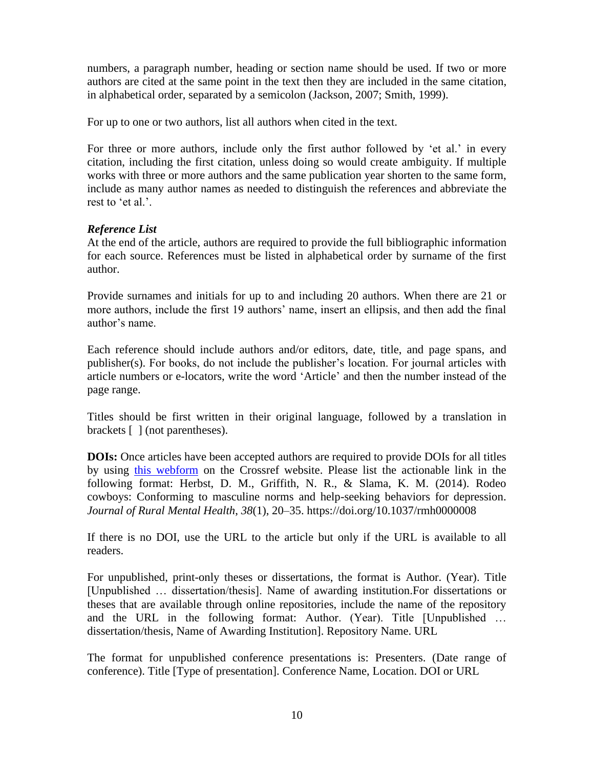numbers, a paragraph number, heading or section name should be used. If two or more authors are cited at the same point in the text then they are included in the same citation, in alphabetical order, separated by a semicolon (Jackson, 2007; Smith, 1999).

For up to one or two authors, list all authors when cited in the text.

For three or more authors, include only the first author followed by 'et al.' in every citation, including the first citation, unless doing so would create ambiguity. If multiple works with three or more authors and the same publication year shorten to the same form, include as many author names as needed to distinguish the references and abbreviate the rest to 'et al.'.

***Reference List***

At the end of the article, authors are required to provide the full bibliographic information for each source. References must be listed in alphabetical order by surname of the first author.

Provide surnames and initials for up to and including 20 authors. When there are 21 or more authors, include the first 19 authors' name, insert an ellipsis, and then add the final author's name.

Each reference should include authors and/or editors, date, title, and page spans, and publisher(s). For books, do not include the publisher's location. For journal articles with article numbers or e-locators, write the word 'Article' and then the number instead of the page range.

Titles should be first written in their original language, followed by a translation in brackets [ ] (not parentheses).

**DOIs:** Once articles have been accepted authors are required to provide DOIs for all titles by using this webform on the Crossref website. Please list the actionable link in the following format: Herbst, D. M., Griffith, N. R., & Slama, K. M. (2014). Rodeo cowboys: Conforming to masculine norms and help-seeking behaviors for depression. *Journal of Rural Mental Health*, *38*(1), 20–35. https://doi.org/10.1037/rmh0000008

If there is no DOI, use the URL to the article but only if the URL is available to all readers.

For unpublished, print-only theses or dissertations, the format is Author. (Year). Title [Unpublished … dissertation/thesis]. Name of awarding institution.For dissertations or theses that are available through online repositories, include the name of the repository and the URL in the following format: Author. (Year). Title [Unpublished … dissertation/thesis, Name of Awarding Institution]. Repository Name. URL

The format for unpublished conference presentations is: Presenters. (Date range of conference). Title [Type of presentation]. Conference Name, Location. DOI or URL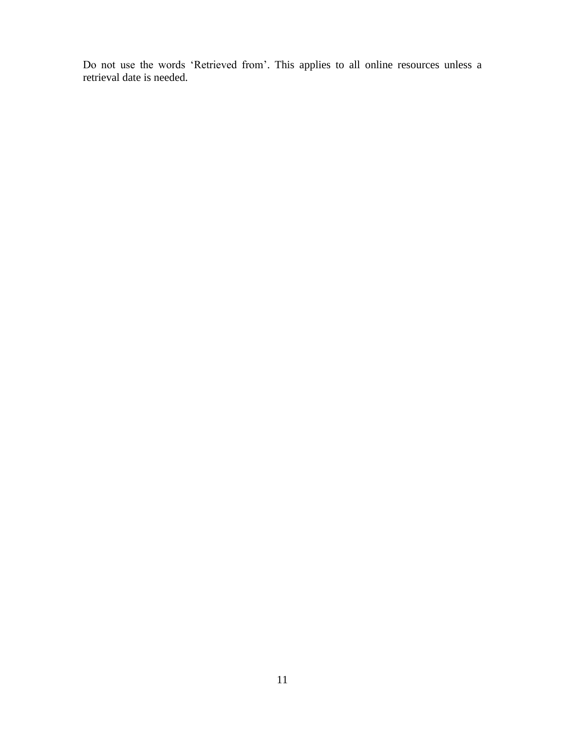Do not use the words ‘Retrieved from’. This applies to all online resources unless a retrieval date is needed.